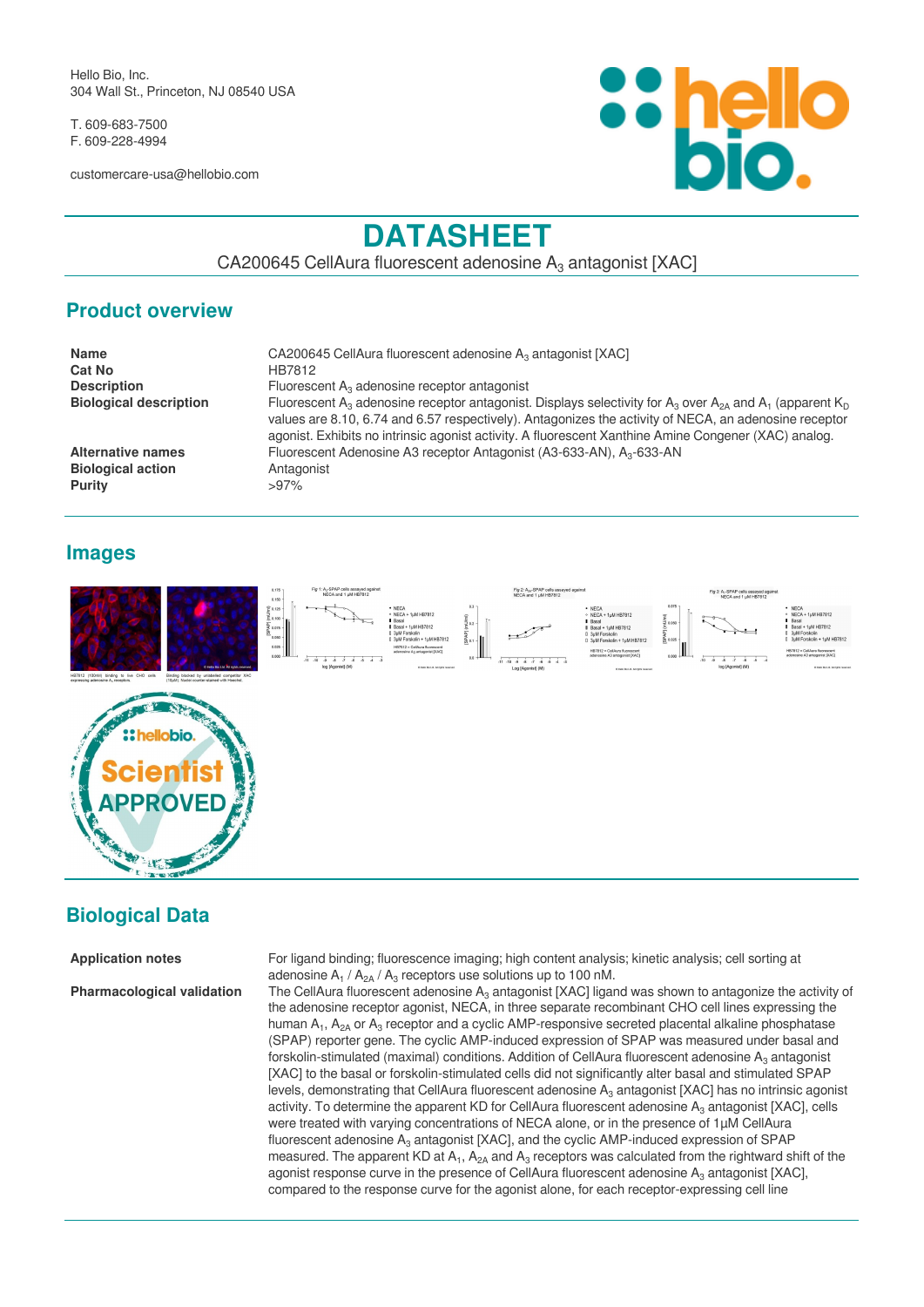Hello Bio, Inc.
304 Wall St., Princeton, NJ 08540 USA

T. 609-683-7500
F. 609-228-4994

customercare-usa@hellobio.com

# DATASHEET

CA200645 CellAura fluorescent adenosine $A_3$ antagonist [XAC]

## Product overview

| | |
|---|---|
| **Name** | CA200645 CellAura fluorescent adenosine $A_3$ antagonist [XAC] |
| **Cat No** | HB7812 |
| **Description** | Fluorescent $A_3$ adenosine receptor antagonist |
| **Biological description** | Fluorescent $A_3$ adenosine receptor antagonist. Displays selectivity for $A_3$ over $A_{2A}$ and $A_1$ (apparent $K_D$ values are 8.10, 6.74 and 6.57 respectively). Antagonizes the activity of NECA, an adenosine receptor agonist. Exhibits no intrinsic agonist activity. A fluorescent Xanthine Amine Congener (XAC) analog. |
| **Alternative names** | Fluorescent Adenosine A3 receptor Antagonist (A3-633-AN), $A_3$-633-AN |
| **Biological action** | Antagonist |
| **Purity** | >97% |

## Images

HB7812 (100nM) binding to live CHO cells expressing adenosine $A_3$ receptors.

Binding blocked by unlabeled competitor XAC (10µM). Nuclei counter-stained with Hoechst.

## Biological Data

| | |
|---|---|
| **Application notes** | For ligand binding; fluorescence imaging; high content analysis; kinetic analysis; cell sorting at adenosine $A_1$ / $A_{2A}$ / $A_3$ receptors use solutions up to 100 nM. |
| **Pharmacological validation** | The CellAura fluorescent adenosine $A_3$ antagonist [XAC] ligand was shown to antagonize the activity of the adenosine receptor agonist, NECA, in three separate recombinant CHO cell lines expressing the human $A_1$, $A_{2A}$ or $A_3$ receptor and a cyclic AMP-responsive secreted placental alkaline phosphatase (SPAP) reporter gene. The cyclic AMP-induced expression of SPAP was measured under basal and forskolin-stimulated (maximal) conditions. Addition of CellAura fluorescent adenosine $A_3$ antagonist [XAC] to the basal or forskolin-stimulated cells did not significantly alter basal and stimulated SPAP levels, demonstrating that CellAura fluorescent adenosine $A_3$ antagonist [XAC] has no intrinsic agonist activity. To determine the apparent KD for CellAura fluorescent adenosine $A_3$ antagonist [XAC], cells were treated with varying concentrations of NECA alone, or in the presence of 1µM CellAura fluorescent adenosine $A_3$ antagonist [XAC], and the cyclic AMP-induced expression of SPAP measured. The apparent KD at $A_1$, $A_{2A}$ and $A_3$ receptors was calculated from the rightward shift of the agonist response curve in the presence of CellAura fluorescent adenosine $A_3$ antagonist [XAC], compared to the response curve for the agonist alone, for each receptor-expressing cell line |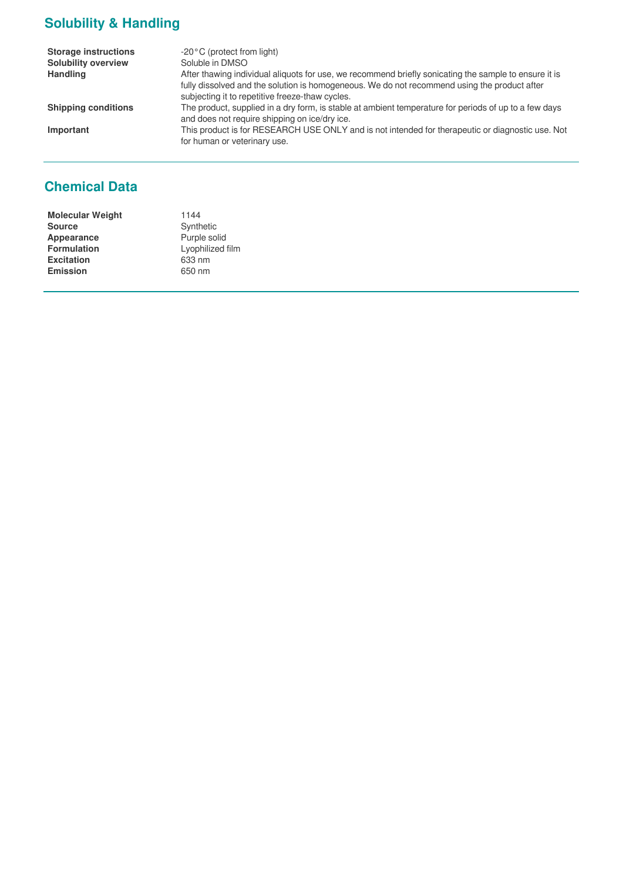## Solubility & Handling

| | |
|---|---|
| **Storage instructions** | -20°C (protect from light) |
| **Solubility overview** | Soluble in DMSO |
| **Handling** | After thawing individual aliquots for use, we recommend briefly sonicating the sample to ensure it is fully dissolved and the solution is homogeneous. We do not recommend using the product after subjecting it to repetitive freeze-thaw cycles. |
| **Shipping conditions** | The product, supplied in a dry form, is stable at ambient temperature for periods of up to a few days and does not require shipping on ice/dry ice. |
| **Important** | This product is for RESEARCH USE ONLY and is not intended for therapeutic or diagnostic use. Not for human or veterinary use. |

## Chemical Data

| | |
|---|---|
| **Molecular Weight** | 1144 |
| **Source** | Synthetic |
| **Appearance** | Purple solid |
| **Formulation** | Lyophilized film |
| **Excitation** | 633 nm |
| **Emission** | 650 nm |